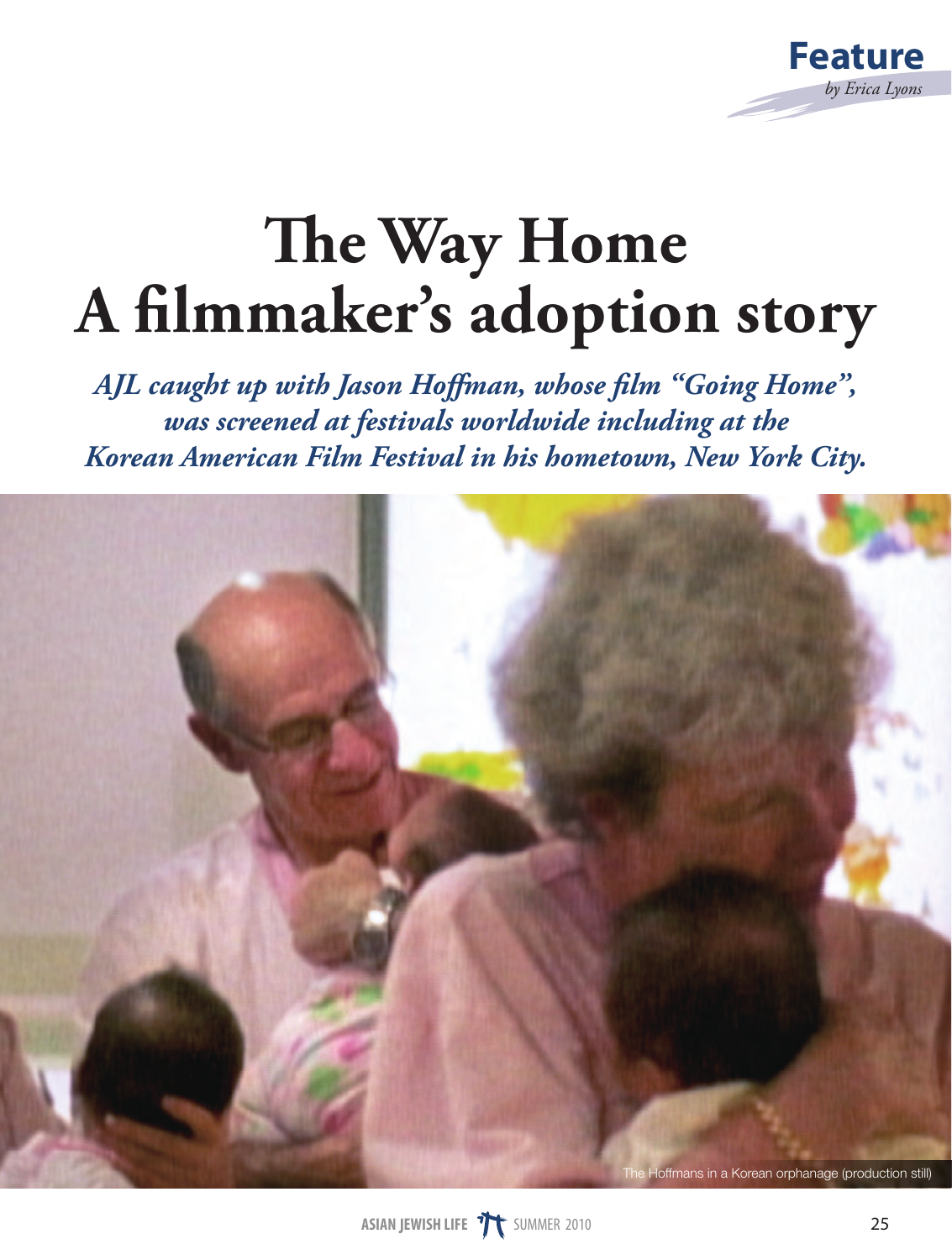Feature

*by Erica Lyons*

# The Way Home
# A filmmaker's adoption story

***AJL caught up with Jason Hoffman, whose film "Going Home", was screened at festivals worldwide including at the Korean American Film Festival in his hometown, New York City.***

The Hoffmans in a Korean orphanage (production still)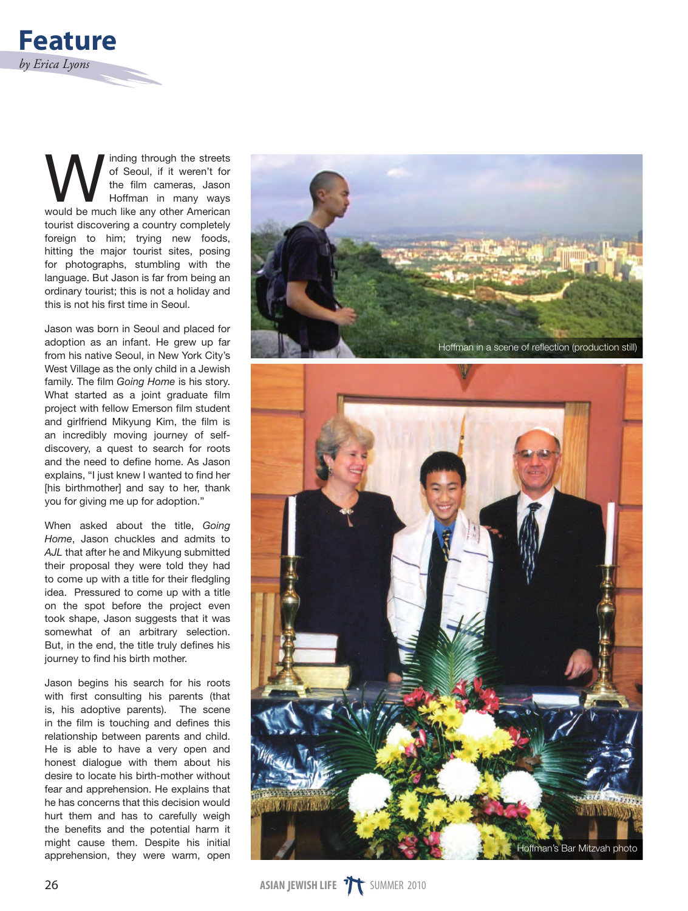# Feature

*by Erica Lyons*

Winding through the streets of Seoul, if it weren't for the film cameras, Jason Hoffman in many ways would be much like any other American tourist discovering a country completely foreign to him; trying new foods, hitting the major tourist sites, posing for photographs, stumbling with the language. But Jason is far from being an ordinary tourist; this is not a holiday and this is not his first time in Seoul.

Jason was born in Seoul and placed for adoption as an infant. He grew up far from his native Seoul, in New York City's West Village as the only child in a Jewish family. The film *Going Home* is his story. What started as a joint graduate film project with fellow Emerson film student and girlfriend Mikyung Kim, the film is an incredibly moving journey of self-discovery, a quest to search for roots and the need to define home. As Jason explains, "I just knew I wanted to find her [his birthmother] and say to her, thank you for giving me up for adoption."

When asked about the title, *Going Home*, Jason chuckles and admits to *AJL* that after he and Mikyung submitted their proposal they were told they had to come up with a title for their fledgling idea. Pressured to come up with a title on the spot before the project even took shape, Jason suggests that it was somewhat of an arbitrary selection. But, in the end, the title truly defines his journey to find his birth mother.

Jason begins his search for his roots with first consulting his parents (that is, his adoptive parents). The scene in the film is touching and defines this relationship between parents and child. He is able to have a very open and honest dialogue with them about his desire to locate his birth-mother without fear and apprehension. He explains that he has concerns that this decision would hurt them and has to carefully weigh the benefits and the potential harm it might cause them. Despite his initial apprehension, they were warm, open

Hoffman in a scene of reflection (production still)

Hoffman's Bar Mitzvah photo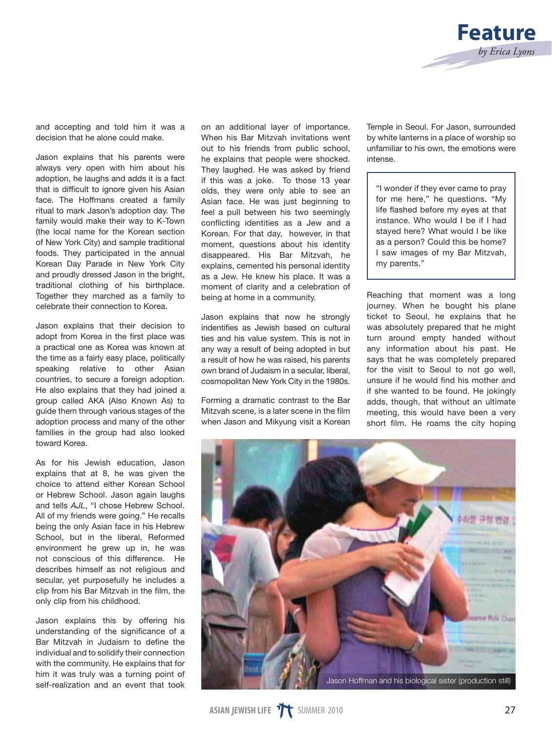and accepting and told him it was a decision that he alone could make.

Jason explains that his parents were always very open with him about his adoption, he laughs and adds it is a fact that is difficult to ignore given his Asian face. The Hoffmans created a family ritual to mark Jason's adoption day. The family would make their way to K-Town (the local name for the Korean section of New York City) and sample traditional foods. They participated in the annual Korean Day Parade in New York City and proudly dressed Jason in the bright, traditional clothing of his birthplace. Together they marched as a family to celebrate their connection to Korea.

Jason explains that their decision to adopt from Korea in the first place was a practical one as Korea was known at the time as a fairly easy place, politically speaking relative to other Asian countries, to secure a foreign adoption. He also explains that they had joined a group called AKA (Also Known As) to guide them through various stages of the adoption process and many of the other families in the group had also looked toward Korea.

As for his Jewish education, Jason explains that at 8, he was given the choice to attend either Korean School or Hebrew School. Jason again laughs and tells *AJL*, "I chose Hebrew School. All of my friends were going." He recalls being the only Asian face in his Hebrew School, but in the liberal, Reformed environment he grew up in, he was not conscious of this difference. He describes himself as not religious and secular, yet purposefully he includes a clip from his Bar Mitzvah in the film, the only clip from his childhood.

Jason explains this by offering his understanding of the significance of a Bar Mitzvah in Judaism to define the individual and to solidify their connection with the community. He explains that for him it was truly was a turning point of self-realization and an event that took on an additional layer of importance. When his Bar Mitzvah invitations went out to his friends from public school, he explains that people were shocked. They laughed. He was asked by friend if this was a joke. To those 13 year olds, they were only able to see an Asian face. He was just beginning to feel a pull between his two seemingly conflicting identities as a Jew and a Korean. For that day, however, in that moment, questions about his identity disappeared. His Bar Mitzvah, he explains, cemented his personal identity as a Jew. He knew his place. It was a moment of clarity and a celebration of being at home in a community.

Jason explains that now he strongly indentifies as Jewish based on cultural ties and his value system. This is not in any way a result of being adopted in but a result of how he was raised, his parents own brand of Judaism in a secular, liberal, cosmopolitan New York City in the 1980s.

Forming a dramatic contrast to the Bar Mitzvah scene, is a later scene in the film when Jason and Mikyung visit a Korean Temple in Seoul. For Jason, surrounded by white lanterns in a place of worship so unfamiliar to his own, the emotions were intense.

> "I wonder if they ever came to pray for me here," he questions. "My life flashed before my eyes at that instance. Who would I be if I had stayed here? What would I be like as a person? Could this be home? I saw images of my Bar Mitzvah, my parents."

Reaching that moment was a long journey. When he bought his plane ticket to Seoul, he explains that he was absolutely prepared that he might turn around empty handed without any information about his past. He says that he was completely prepared for the visit to Seoul to not go well, unsure if he would find his mother and if she wanted to be found. He jokingly adds, though, that without an ultimate meeting, this would have been a very short film. He roams the city hoping

Jason Hoffman and his biological sister (production still)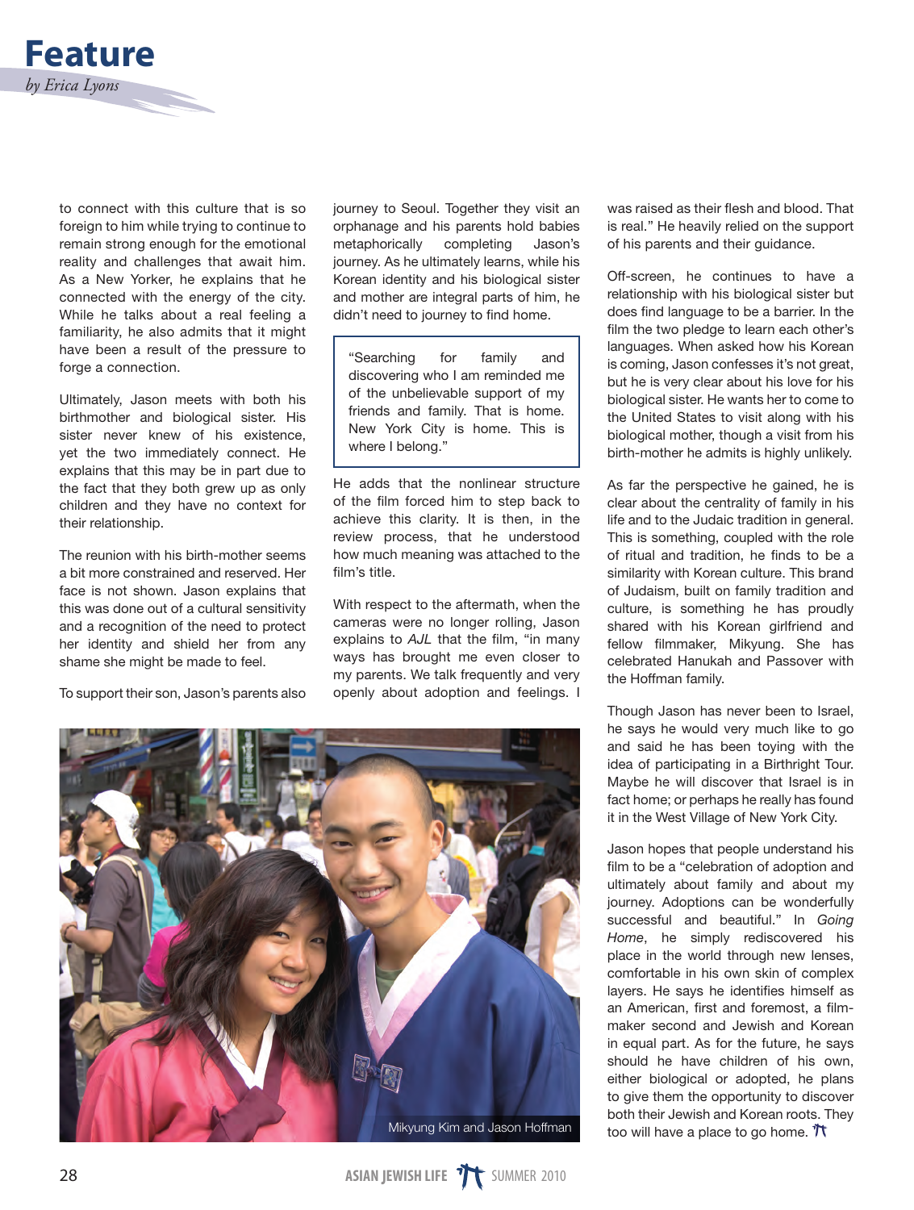# Feature

*by Erica Lyons*

to connect with this culture that is so foreign to him while trying to continue to remain strong enough for the emotional reality and challenges that await him. As a New Yorker, he explains that he connected with the energy of the city. While he talks about a real feeling a familiarity, he also admits that it might have been a result of the pressure to forge a connection.

Ultimately, Jason meets with both his birthmother and biological sister. His sister never knew of his existence, yet the two immediately connect. He explains that this may be in part due to the fact that they both grew up as only children and they have no context for their relationship.

The reunion with his birth-mother seems a bit more constrained and reserved. Her face is not shown. Jason explains that this was done out of a cultural sensitivity and a recognition of the need to protect her identity and shield her from any shame she might be made to feel.

To support their son, Jason's parents also journey to Seoul. Together they visit an orphanage and his parents hold babies metaphorically completing Jason's journey. As he ultimately learns, while his Korean identity and his biological sister and mother are integral parts of him, he didn't need to journey to find home.

> "Searching for family and discovering who I am reminded me of the unbelievable support of my friends and family. That is home. New York City is home. This is where I belong."

He adds that the nonlinear structure of the film forced him to step back to achieve this clarity. It is then, in the review process, that he understood how much meaning was attached to the film's title.

With respect to the aftermath, when the cameras were no longer rolling, Jason explains to *AJL* that the film, "in many ways has brought me even closer to my parents. We talk frequently and very openly about adoption and feelings. I was raised as their flesh and blood. That is real." He heavily relied on the support of his parents and their guidance.

Mikyung Kim and Jason Hoffman

Off-screen, he continues to have a relationship with his biological sister but does find language to be a barrier. In the film the two pledge to learn each other's languages. When asked how his Korean is coming, Jason confesses it's not great, but he is very clear about his love for his biological sister. He wants her to come to the United States to visit along with his biological mother, though a visit from his birth-mother he admits is highly unlikely.

As far the perspective he gained, he is clear about the centrality of family in his life and to the Judaic tradition in general. This is something, coupled with the role of ritual and tradition, he finds to be a similarity with Korean culture. This brand of Judaism, built on family tradition and culture, is something he has proudly shared with his Korean girlfriend and fellow filmmaker, Mikyung. She has celebrated Hanukah and Passover with the Hoffman family.

Though Jason has never been to Israel, he says he would very much like to go and said he has been toying with the idea of participating in a Birthright Tour. Maybe he will discover that Israel is in fact home; or perhaps he really has found it in the West Village of New York City.

Jason hopes that people understand his film to be a "celebration of adoption and ultimately about family and about my journey. Adoptions can be wonderfully successful and beautiful." In *Going Home*, he simply rediscovered his place in the world through new lenses, comfortable in his own skin of complex layers. He says he identifies himself as an American, first and foremost, a filmmaker second and Jewish and Korean in equal part. As for the future, he says should he have children of his own, either biological or adopted, he plans to give them the opportunity to discover both their Jewish and Korean roots. They too will have a place to go home.